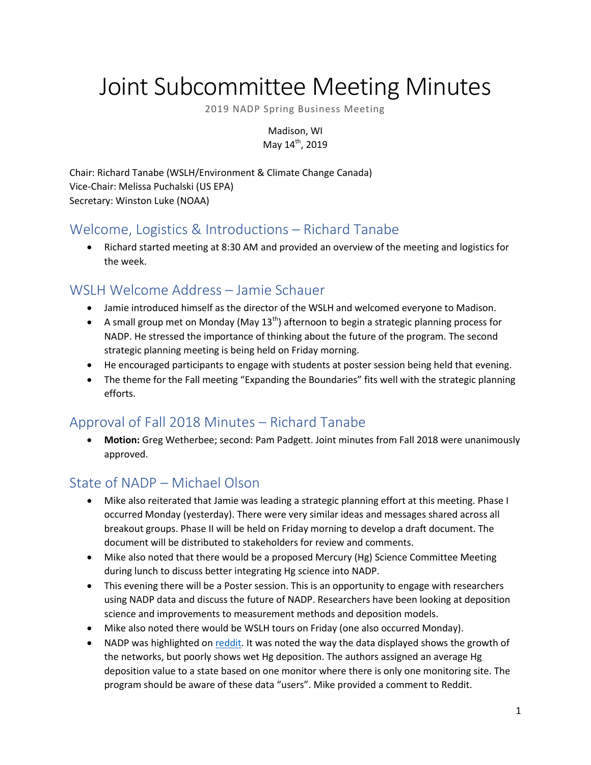# Joint Subcommittee Meeting Minutes

2019 NADP Spring Business Meeting

Madison, WI
May 14th, 2019

Chair: Richard Tanabe (WSLH/Environment & Climate Change Canada)
Vice-Chair: Melissa Puchalski (US EPA)
Secretary: Winston Luke (NOAA)

## Welcome, Logistics & Introductions – Richard Tanabe

- Richard started meeting at 8:30 AM and provided an overview of the meeting and logistics for the week.

## WSLH Welcome Address – Jamie Schauer

- Jamie introduced himself as the director of the WSLH and welcomed everyone to Madison.
- A small group met on Monday (May 13th) afternoon to begin a strategic planning process for NADP. He stressed the importance of thinking about the future of the program. The second strategic planning meeting is being held on Friday morning.
- He encouraged participants to engage with students at poster session being held that evening.
- The theme for the Fall meeting "Expanding the Boundaries" fits well with the strategic planning efforts.

## Approval of Fall 2018 Minutes – Richard Tanabe

- **Motion:** Greg Wetherbee; second: Pam Padgett. Joint minutes from Fall 2018 were unanimously approved.

## State of NADP – Michael Olson

- Mike also reiterated that Jamie was leading a strategic planning effort at this meeting. Phase I occurred Monday (yesterday). There were very similar ideas and messages shared across all breakout groups. Phase II will be held on Friday morning to develop a draft document. The document will be distributed to stakeholders for review and comments.
- Mike also noted that there would be a proposed Mercury (Hg) Science Committee Meeting during lunch to discuss better integrating Hg science into NADP.
- This evening there will be a Poster session. This is an opportunity to engage with researchers using NADP data and discuss the future of NADP. Researchers have been looking at deposition science and improvements to measurement methods and deposition models.
- Mike also noted there would be WSLH tours on Friday (one also occurred Monday).
- NADP was highlighted on reddit. It was noted the way the data displayed shows the growth of the networks, but poorly shows wet Hg deposition. The authors assigned an average Hg deposition value to a state based on one monitor where there is only one monitoring site. The program should be aware of these data "users". Mike provided a comment to Reddit.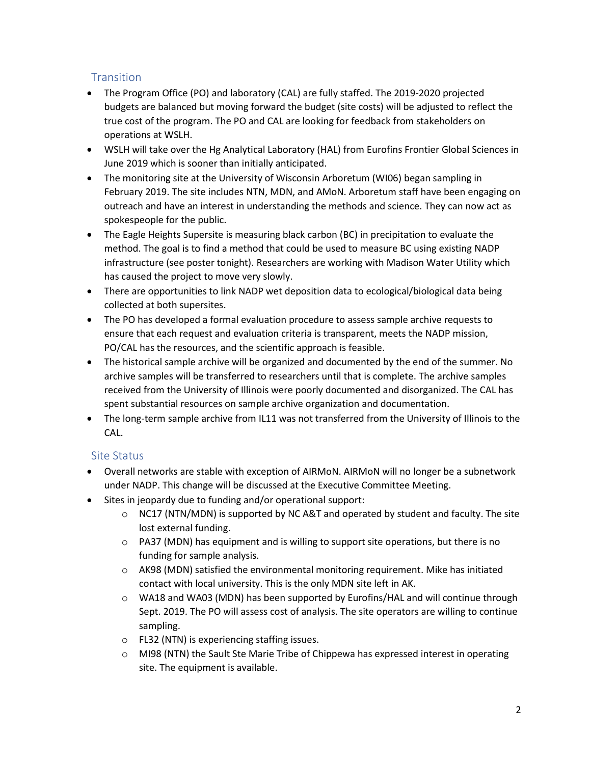## Transition

- The Program Office (PO) and laboratory (CAL) are fully staffed. The 2019-2020 projected budgets are balanced but moving forward the budget (site costs) will be adjusted to reflect the true cost of the program. The PO and CAL are looking for feedback from stakeholders on operations at WSLH.
- WSLH will take over the Hg Analytical Laboratory (HAL) from Eurofins Frontier Global Sciences in June 2019 which is sooner than initially anticipated.
- The monitoring site at the University of Wisconsin Arboretum (WI06) began sampling in February 2019. The site includes NTN, MDN, and AMoN. Arboretum staff have been engaging on outreach and have an interest in understanding the methods and science. They can now act as spokespeople for the public.
- The Eagle Heights Supersite is measuring black carbon (BC) in precipitation to evaluate the method. The goal is to find a method that could be used to measure BC using existing NADP infrastructure (see poster tonight). Researchers are working with Madison Water Utility which has caused the project to move very slowly.
- There are opportunities to link NADP wet deposition data to ecological/biological data being collected at both supersites.
- The PO has developed a formal evaluation procedure to assess sample archive requests to ensure that each request and evaluation criteria is transparent, meets the NADP mission, PO/CAL has the resources, and the scientific approach is feasible.
- The historical sample archive will be organized and documented by the end of the summer. No archive samples will be transferred to researchers until that is complete. The archive samples received from the University of Illinois were poorly documented and disorganized. The CAL has spent substantial resources on sample archive organization and documentation.
- The long-term sample archive from IL11 was not transferred from the University of Illinois to the CAL.

## Site Status

- Overall networks are stable with exception of AIRMoN. AIRMoN will no longer be a subnetwork under NADP. This change will be discussed at the Executive Committee Meeting.
- Sites in jeopardy due to funding and/or operational support:
  - NC17 (NTN/MDN) is supported by NC A&T and operated by student and faculty. The site lost external funding.
  - PA37 (MDN) has equipment and is willing to support site operations, but there is no funding for sample analysis.
  - AK98 (MDN) satisfied the environmental monitoring requirement. Mike has initiated contact with local university. This is the only MDN site left in AK.
  - WA18 and WA03 (MDN) has been supported by Eurofins/HAL and will continue through Sept. 2019. The PO will assess cost of analysis. The site operators are willing to continue sampling.
  - FL32 (NTN) is experiencing staffing issues.
  - MI98 (NTN) the Sault Ste Marie Tribe of Chippewa has expressed interest in operating site. The equipment is available.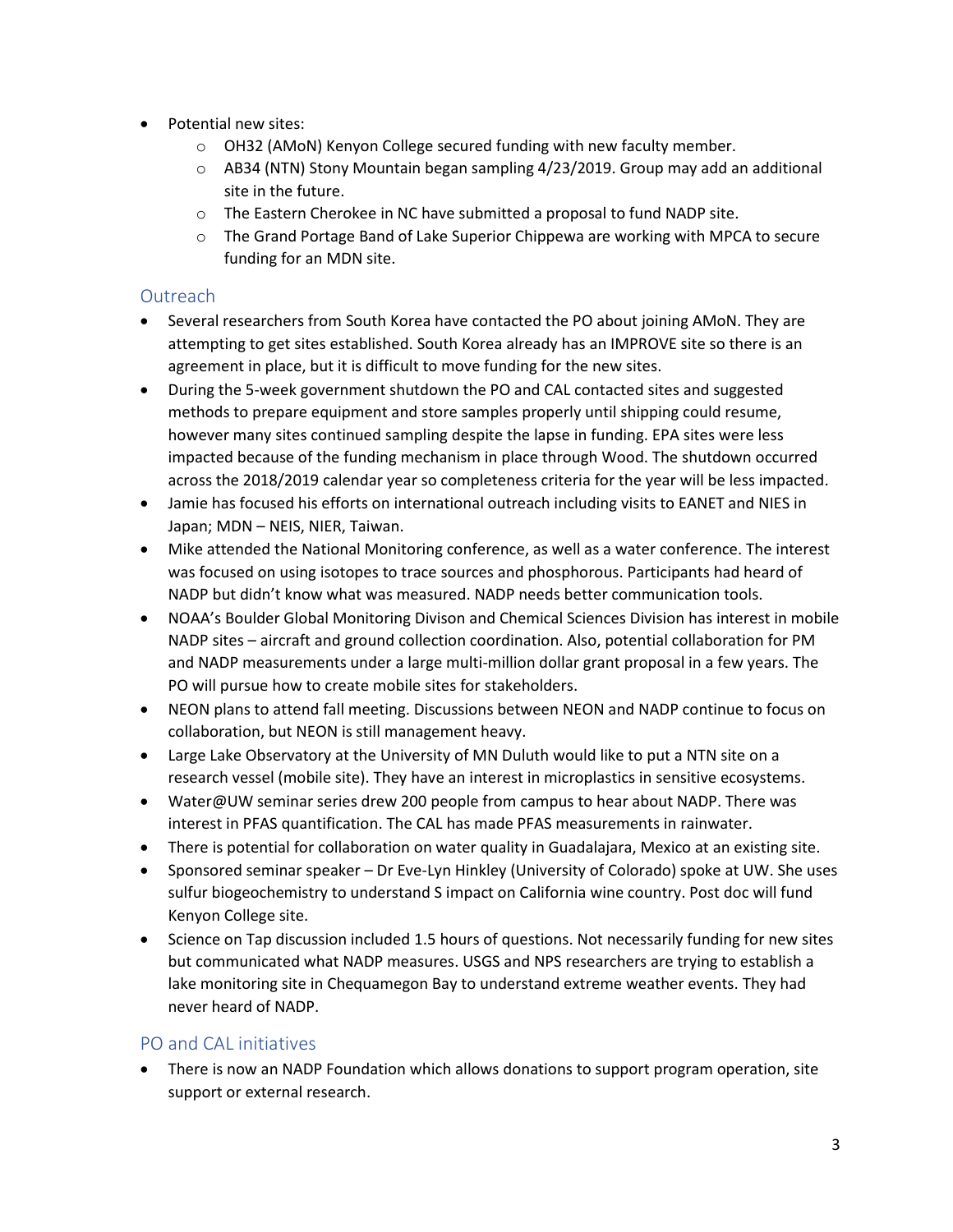- Potential new sites:
  - OH32 (AMoN) Kenyon College secured funding with new faculty member.
  - AB34 (NTN) Stony Mountain began sampling 4/23/2019. Group may add an additional site in the future.
  - The Eastern Cherokee in NC have submitted a proposal to fund NADP site.
  - The Grand Portage Band of Lake Superior Chippewa are working with MPCA to secure funding for an MDN site.

## Outreach

- Several researchers from South Korea have contacted the PO about joining AMoN. They are attempting to get sites established. South Korea already has an IMPROVE site so there is an agreement in place, but it is difficult to move funding for the new sites.
- During the 5-week government shutdown the PO and CAL contacted sites and suggested methods to prepare equipment and store samples properly until shipping could resume, however many sites continued sampling despite the lapse in funding. EPA sites were less impacted because of the funding mechanism in place through Wood. The shutdown occurred across the 2018/2019 calendar year so completeness criteria for the year will be less impacted.
- Jamie has focused his efforts on international outreach including visits to EANET and NIES in Japan; MDN – NEIS, NIER, Taiwan.
- Mike attended the National Monitoring conference, as well as a water conference. The interest was focused on using isotopes to trace sources and phosphorous. Participants had heard of NADP but didn't know what was measured. NADP needs better communication tools.
- NOAA's Boulder Global Monitoring Divison and Chemical Sciences Division has interest in mobile NADP sites – aircraft and ground collection coordination. Also, potential collaboration for PM and NADP measurements under a large multi-million dollar grant proposal in a few years. The PO will pursue how to create mobile sites for stakeholders.
- NEON plans to attend fall meeting. Discussions between NEON and NADP continue to focus on collaboration, but NEON is still management heavy.
- Large Lake Observatory at the University of MN Duluth would like to put a NTN site on a research vessel (mobile site). They have an interest in microplastics in sensitive ecosystems.
- Water@UW seminar series drew 200 people from campus to hear about NADP. There was interest in PFAS quantification. The CAL has made PFAS measurements in rainwater.
- There is potential for collaboration on water quality in Guadalajara, Mexico at an existing site.
- Sponsored seminar speaker – Dr Eve-Lyn Hinkley (University of Colorado) spoke at UW. She uses sulfur biogeochemistry to understand S impact on California wine country. Post doc will fund Kenyon College site.
- Science on Tap discussion included 1.5 hours of questions. Not necessarily funding for new sites but communicated what NADP measures. USGS and NPS researchers are trying to establish a lake monitoring site in Chequamegon Bay to understand extreme weather events. They had never heard of NADP.

## PO and CAL initiatives

- There is now an NADP Foundation which allows donations to support program operation, site support or external research.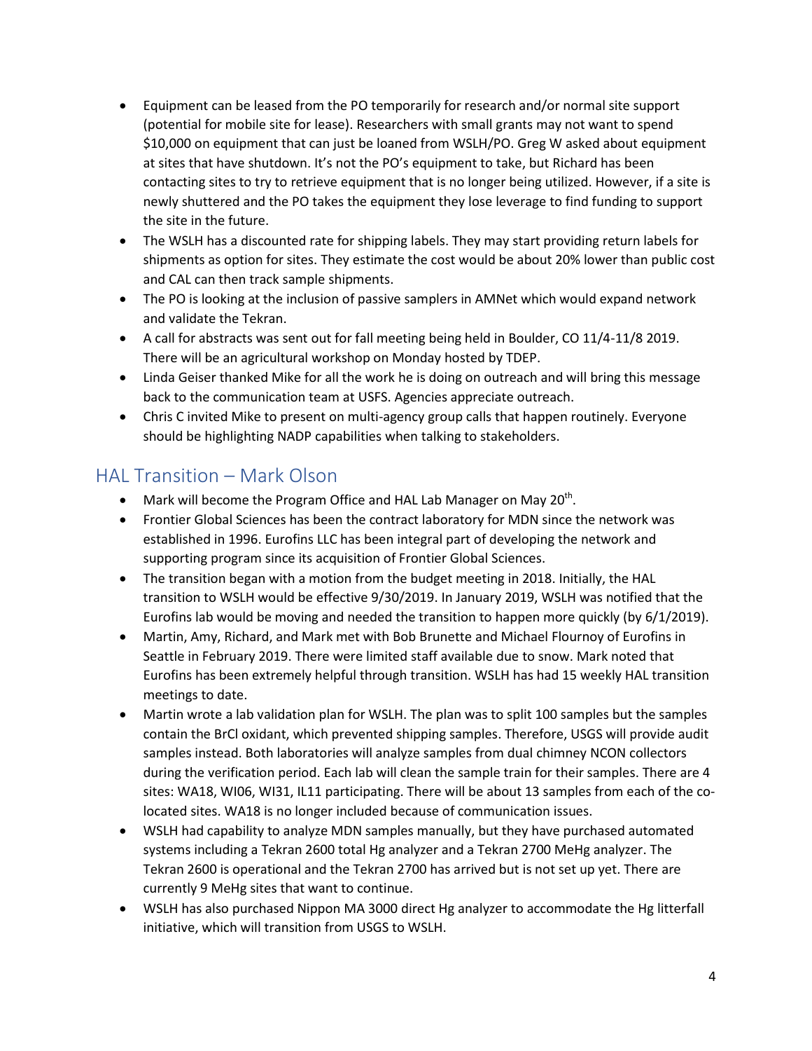- Equipment can be leased from the PO temporarily for research and/or normal site support (potential for mobile site for lease). Researchers with small grants may not want to spend $10,000 on equipment that can just be loaned from WSLH/PO. Greg W asked about equipment at sites that have shutdown. It's not the PO's equipment to take, but Richard has been contacting sites to try to retrieve equipment that is no longer being utilized. However, if a site is newly shuttered and the PO takes the equipment they lose leverage to find funding to support the site in the future.
- The WSLH has a discounted rate for shipping labels. They may start providing return labels for shipments as option for sites. They estimate the cost would be about 20% lower than public cost and CAL can then track sample shipments.
- The PO is looking at the inclusion of passive samplers in AMNet which would expand network and validate the Tekran.
- A call for abstracts was sent out for fall meeting being held in Boulder, CO 11/4-11/8 2019. There will be an agricultural workshop on Monday hosted by TDEP.
- Linda Geiser thanked Mike for all the work he is doing on outreach and will bring this message back to the communication team at USFS. Agencies appreciate outreach.
- Chris C invited Mike to present on multi-agency group calls that happen routinely. Everyone should be highlighting NADP capabilities when talking to stakeholders.

## HAL Transition – Mark Olson

- Mark will become the Program Office and HAL Lab Manager on May 20th.
- Frontier Global Sciences has been the contract laboratory for MDN since the network was established in 1996. Eurofins LLC has been integral part of developing the network and supporting program since its acquisition of Frontier Global Sciences.
- The transition began with a motion from the budget meeting in 2018. Initially, the HAL transition to WSLH would be effective 9/30/2019. In January 2019, WSLH was notified that the Eurofins lab would be moving and needed the transition to happen more quickly (by 6/1/2019).
- Martin, Amy, Richard, and Mark met with Bob Brunette and Michael Flournoy of Eurofins in Seattle in February 2019. There were limited staff available due to snow. Mark noted that Eurofins has been extremely helpful through transition. WSLH has had 15 weekly HAL transition meetings to date.
- Martin wrote a lab validation plan for WSLH. The plan was to split 100 samples but the samples contain the BrCl oxidant, which prevented shipping samples. Therefore, USGS will provide audit samples instead. Both laboratories will analyze samples from dual chimney NCON collectors during the verification period. Each lab will clean the sample train for their samples. There are 4 sites: WA18, WI06, WI31, IL11 participating. There will be about 13 samples from each of the co-located sites. WA18 is no longer included because of communication issues.
- WSLH had capability to analyze MDN samples manually, but they have purchased automated systems including a Tekran 2600 total Hg analyzer and a Tekran 2700 MeHg analyzer. The Tekran 2600 is operational and the Tekran 2700 has arrived but is not set up yet. There are currently 9 MeHg sites that want to continue.
- WSLH has also purchased Nippon MA 3000 direct Hg analyzer to accommodate the Hg litterfall initiative, which will transition from USGS to WSLH.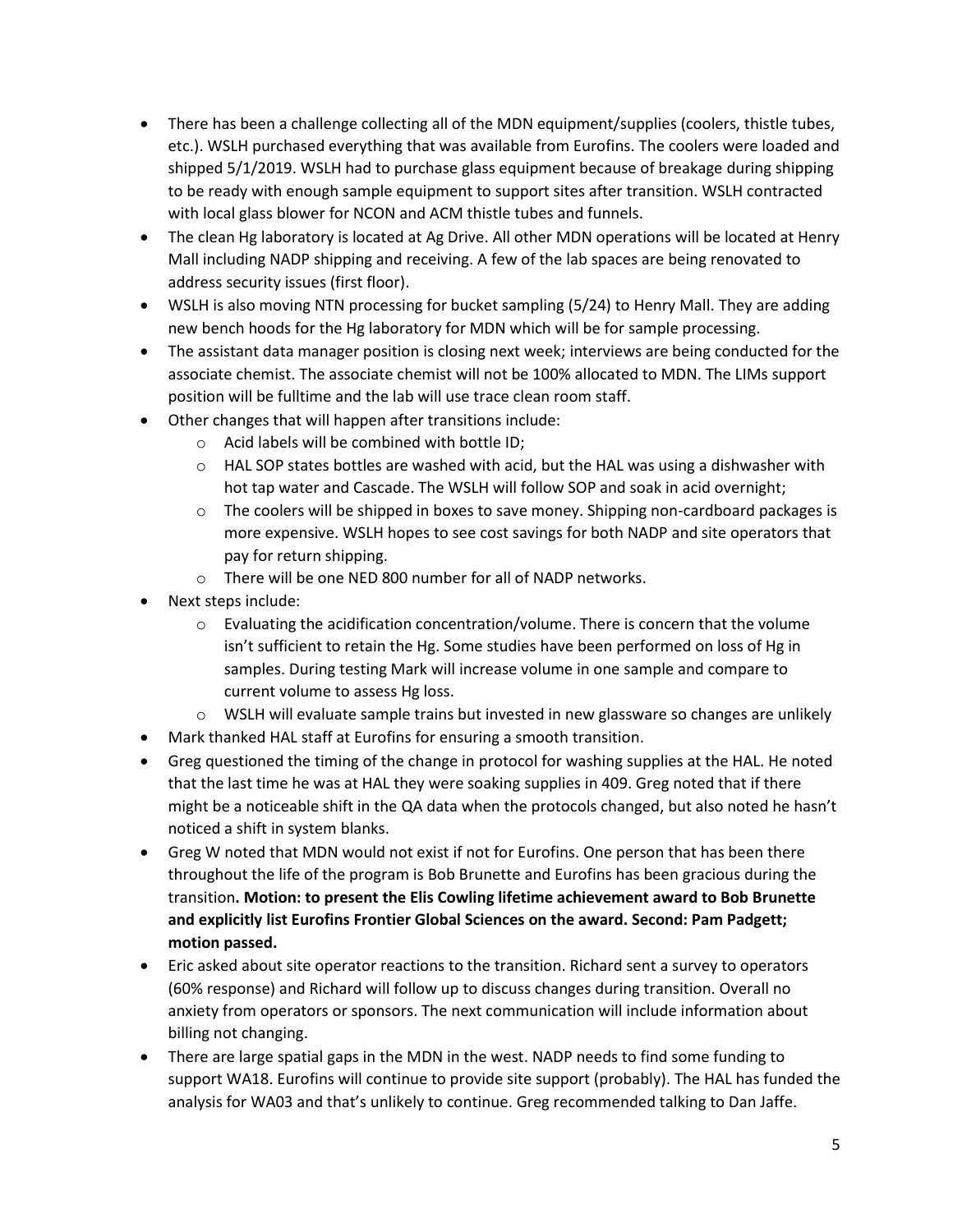- There has been a challenge collecting all of the MDN equipment/supplies (coolers, thistle tubes, etc.). WSLH purchased everything that was available from Eurofins. The coolers were loaded and shipped 5/1/2019. WSLH had to purchase glass equipment because of breakage during shipping to be ready with enough sample equipment to support sites after transition. WSLH contracted with local glass blower for NCON and ACM thistle tubes and funnels.
- The clean Hg laboratory is located at Ag Drive. All other MDN operations will be located at Henry Mall including NADP shipping and receiving. A few of the lab spaces are being renovated to address security issues (first floor).
- WSLH is also moving NTN processing for bucket sampling (5/24) to Henry Mall. They are adding new bench hoods for the Hg laboratory for MDN which will be for sample processing.
- The assistant data manager position is closing next week; interviews are being conducted for the associate chemist. The associate chemist will not be 100% allocated to MDN. The LIMs support position will be fulltime and the lab will use trace clean room staff.
- Other changes that will happen after transitions include:
  - Acid labels will be combined with bottle ID;
  - HAL SOP states bottles are washed with acid, but the HAL was using a dishwasher with hot tap water and Cascade. The WSLH will follow SOP and soak in acid overnight;
  - The coolers will be shipped in boxes to save money. Shipping non-cardboard packages is more expensive. WSLH hopes to see cost savings for both NADP and site operators that pay for return shipping.
  - There will be one NED 800 number for all of NADP networks.
- Next steps include:
  - Evaluating the acidification concentration/volume. There is concern that the volume isn't sufficient to retain the Hg. Some studies have been performed on loss of Hg in samples. During testing Mark will increase volume in one sample and compare to current volume to assess Hg loss.
  - WSLH will evaluate sample trains but invested in new glassware so changes are unlikely
- Mark thanked HAL staff at Eurofins for ensuring a smooth transition.
- Greg questioned the timing of the change in protocol for washing supplies at the HAL. He noted that the last time he was at HAL they were soaking supplies in 409. Greg noted that if there might be a noticeable shift in the QA data when the protocols changed, but also noted he hasn't noticed a shift in system blanks.
- Greg W noted that MDN would not exist if not for Eurofins. One person that has been there throughout the life of the program is Bob Brunette and Eurofins has been gracious during the transition**. Motion: to present the Elis Cowling lifetime achievement award to Bob Brunette and explicitly list Eurofins Frontier Global Sciences on the award. Second: Pam Padgett; motion passed.**
- Eric asked about site operator reactions to the transition. Richard sent a survey to operators (60% response) and Richard will follow up to discuss changes during transition. Overall no anxiety from operators or sponsors. The next communication will include information about billing not changing.
- There are large spatial gaps in the MDN in the west. NADP needs to find some funding to support WA18. Eurofins will continue to provide site support (probably). The HAL has funded the analysis for WA03 and that's unlikely to continue. Greg recommended talking to Dan Jaffe.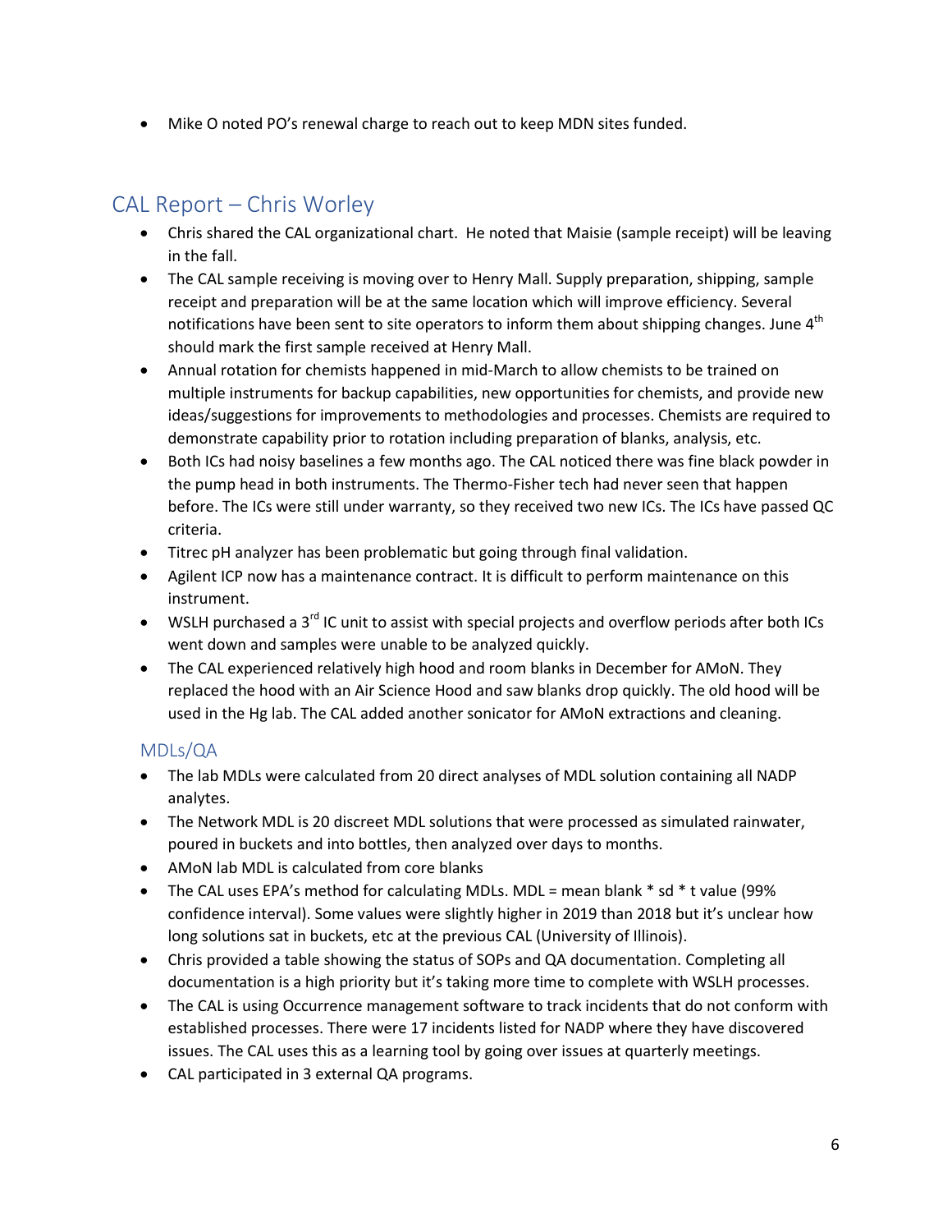- Mike O noted PO's renewal charge to reach out to keep MDN sites funded.

## CAL Report – Chris Worley

- Chris shared the CAL organizational chart. He noted that Maisie (sample receipt) will be leaving in the fall.
- The CAL sample receiving is moving over to Henry Mall. Supply preparation, shipping, sample receipt and preparation will be at the same location which will improve efficiency. Several notifications have been sent to site operators to inform them about shipping changes. June 4th should mark the first sample received at Henry Mall.
- Annual rotation for chemists happened in mid-March to allow chemists to be trained on multiple instruments for backup capabilities, new opportunities for chemists, and provide new ideas/suggestions for improvements to methodologies and processes. Chemists are required to demonstrate capability prior to rotation including preparation of blanks, analysis, etc.
- Both ICs had noisy baselines a few months ago. The CAL noticed there was fine black powder in the pump head in both instruments. The Thermo-Fisher tech had never seen that happen before. The ICs were still under warranty, so they received two new ICs. The ICs have passed QC criteria.
- Titrec pH analyzer has been problematic but going through final validation.
- Agilent ICP now has a maintenance contract. It is difficult to perform maintenance on this instrument.
- WSLH purchased a 3rd IC unit to assist with special projects and overflow periods after both ICs went down and samples were unable to be analyzed quickly.
- The CAL experienced relatively high hood and room blanks in December for AMoN. They replaced the hood with an Air Science Hood and saw blanks drop quickly. The old hood will be used in the Hg lab. The CAL added another sonicator for AMoN extractions and cleaning.

### MDLs/QA

- The lab MDLs were calculated from 20 direct analyses of MDL solution containing all NADP analytes.
- The Network MDL is 20 discreet MDL solutions that were processed as simulated rainwater, poured in buckets and into bottles, then analyzed over days to months.
- AMoN lab MDL is calculated from core blanks
- The CAL uses EPA's method for calculating MDLs. MDL = mean blank * sd * t value (99% confidence interval). Some values were slightly higher in 2019 than 2018 but it's unclear how long solutions sat in buckets, etc at the previous CAL (University of Illinois).
- Chris provided a table showing the status of SOPs and QA documentation. Completing all documentation is a high priority but it's taking more time to complete with WSLH processes.
- The CAL is using Occurrence management software to track incidents that do not conform with established processes. There were 17 incidents listed for NADP where they have discovered issues. The CAL uses this as a learning tool by going over issues at quarterly meetings.
- CAL participated in 3 external QA programs.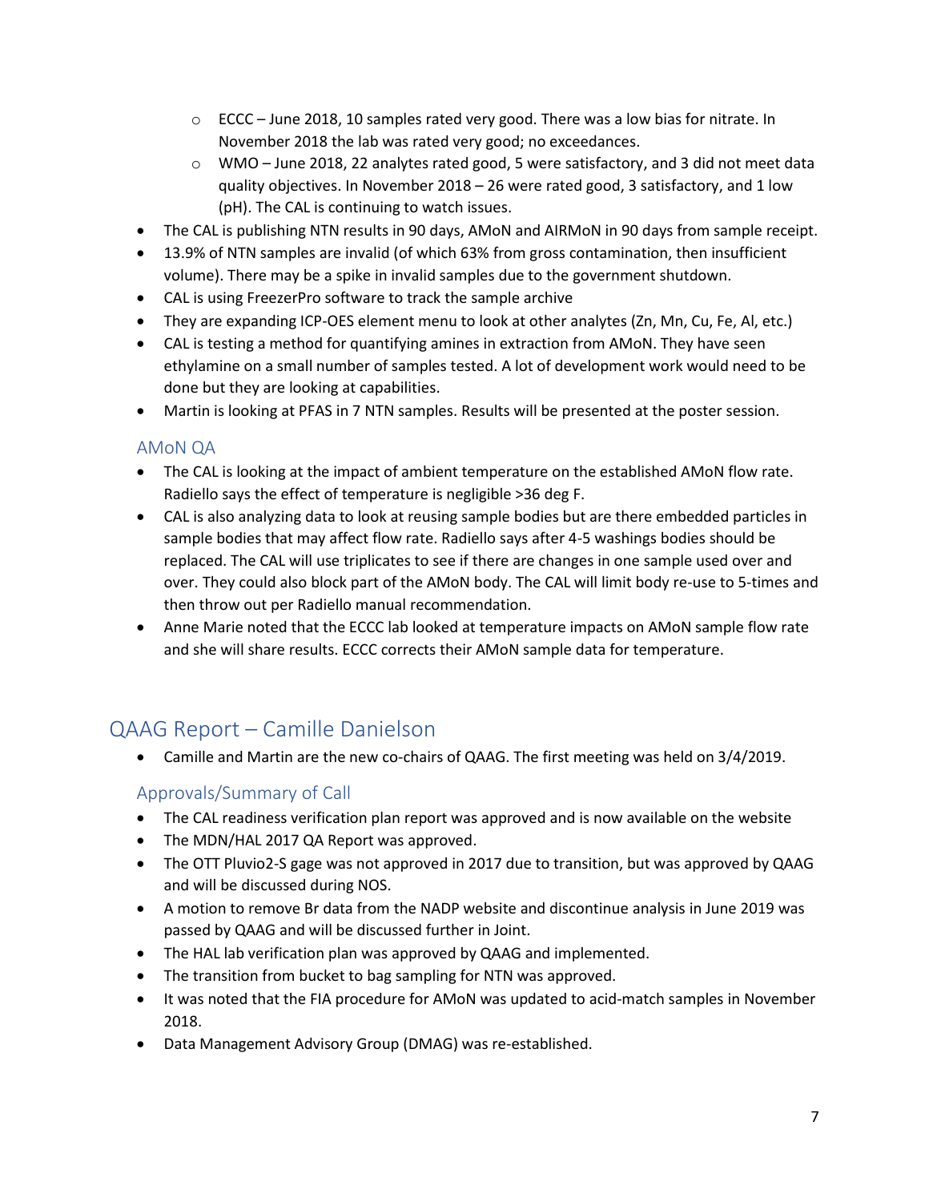- ECCC – June 2018, 10 samples rated very good. There was a low bias for nitrate. In November 2018 the lab was rated very good; no exceedances.
  - WMO – June 2018, 22 analytes rated good, 5 were satisfactory, and 3 did not meet data quality objectives. In November 2018 – 26 were rated good, 3 satisfactory, and 1 low (pH). The CAL is continuing to watch issues.
- The CAL is publishing NTN results in 90 days, AMoN and AIRMoN in 90 days from sample receipt.
- 13.9% of NTN samples are invalid (of which 63% from gross contamination, then insufficient volume). There may be a spike in invalid samples due to the government shutdown.
- CAL is using FreezerPro software to track the sample archive
- They are expanding ICP-OES element menu to look at other analytes (Zn, Mn, Cu, Fe, Al, etc.)
- CAL is testing a method for quantifying amines in extraction from AMoN. They have seen ethylamine on a small number of samples tested. A lot of development work would need to be done but they are looking at capabilities.
- Martin is looking at PFAS in 7 NTN samples. Results will be presented at the poster session.

### AMoN QA

- The CAL is looking at the impact of ambient temperature on the established AMoN flow rate. Radiello says the effect of temperature is negligible >36 deg F.
- CAL is also analyzing data to look at reusing sample bodies but are there embedded particles in sample bodies that may affect flow rate. Radiello says after 4-5 washings bodies should be replaced. The CAL will use triplicates to see if there are changes in one sample used over and over. They could also block part of the AMoN body. The CAL will limit body re-use to 5-times and then throw out per Radiello manual recommendation.
- Anne Marie noted that the ECCC lab looked at temperature impacts on AMoN sample flow rate and she will share results. ECCC corrects their AMoN sample data for temperature.

## QAAG Report – Camille Danielson

- Camille and Martin are the new co-chairs of QAAG. The first meeting was held on 3/4/2019.

### Approvals/Summary of Call

- The CAL readiness verification plan report was approved and is now available on the website
- The MDN/HAL 2017 QA Report was approved.
- The OTT Pluvio2-S gage was not approved in 2017 due to transition, but was approved by QAAG and will be discussed during NOS.
- A motion to remove Br data from the NADP website and discontinue analysis in June 2019 was passed by QAAG and will be discussed further in Joint.
- The HAL lab verification plan was approved by QAAG and implemented.
- The transition from bucket to bag sampling for NTN was approved.
- It was noted that the FIA procedure for AMoN was updated to acid-match samples in November 2018.
- Data Management Advisory Group (DMAG) was re-established.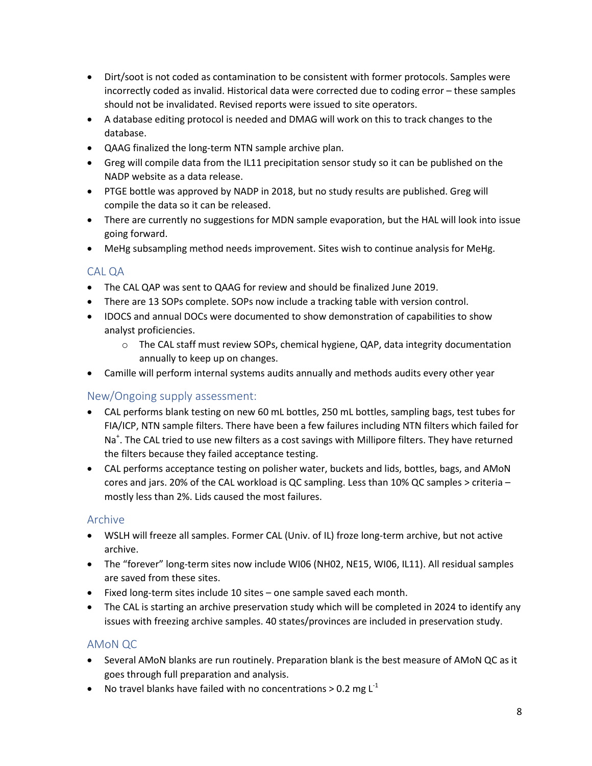- Dirt/soot is not coded as contamination to be consistent with former protocols. Samples were incorrectly coded as invalid. Historical data were corrected due to coding error – these samples should not be invalidated. Revised reports were issued to site operators.
- A database editing protocol is needed and DMAG will work on this to track changes to the database.
- QAAG finalized the long-term NTN sample archive plan.
- Greg will compile data from the IL11 precipitation sensor study so it can be published on the NADP website as a data release.
- PTGE bottle was approved by NADP in 2018, but no study results are published. Greg will compile the data so it can be released.
- There are currently no suggestions for MDN sample evaporation, but the HAL will look into issue going forward.
- MeHg subsampling method needs improvement. Sites wish to continue analysis for MeHg.

## CAL QA

- The CAL QAP was sent to QAAG for review and should be finalized June 2019.
- There are 13 SOPs complete. SOPs now include a tracking table with version control.
- IDOCS and annual DOCs were documented to show demonstration of capabilities to show analyst proficiencies.
  - The CAL staff must review SOPs, chemical hygiene, QAP, data integrity documentation annually to keep up on changes.
- Camille will perform internal systems audits annually and methods audits every other year

## New/Ongoing supply assessment:

- CAL performs blank testing on new 60 mL bottles, 250 mL bottles, sampling bags, test tubes for FIA/ICP, NTN sample filters. There have been a few failures including NTN filters which failed for $Na^{+}$. The CAL tried to use new filters as a cost savings with Millipore filters. They have returned the filters because they failed acceptance testing.
- CAL performs acceptance testing on polisher water, buckets and lids, bottles, bags, and AMoN cores and jars. 20% of the CAL workload is QC sampling. Less than 10% QC samples > criteria – mostly less than 2%. Lids caused the most failures.

## Archive

- WSLH will freeze all samples. Former CAL (Univ. of IL) froze long-term archive, but not active archive.
- The "forever" long-term sites now include WI06 (NH02, NE15, WI06, IL11). All residual samples are saved from these sites.
- Fixed long-term sites include 10 sites – one sample saved each month.
- The CAL is starting an archive preservation study which will be completed in 2024 to identify any issues with freezing archive samples. 40 states/provinces are included in preservation study.

## AMoN QC

- Several AMoN blanks are run routinely. Preparation blank is the best measure of AMoN QC as it goes through full preparation and analysis.
- No travel blanks have failed with no concentrations > 0.2 mg $L^{-1}$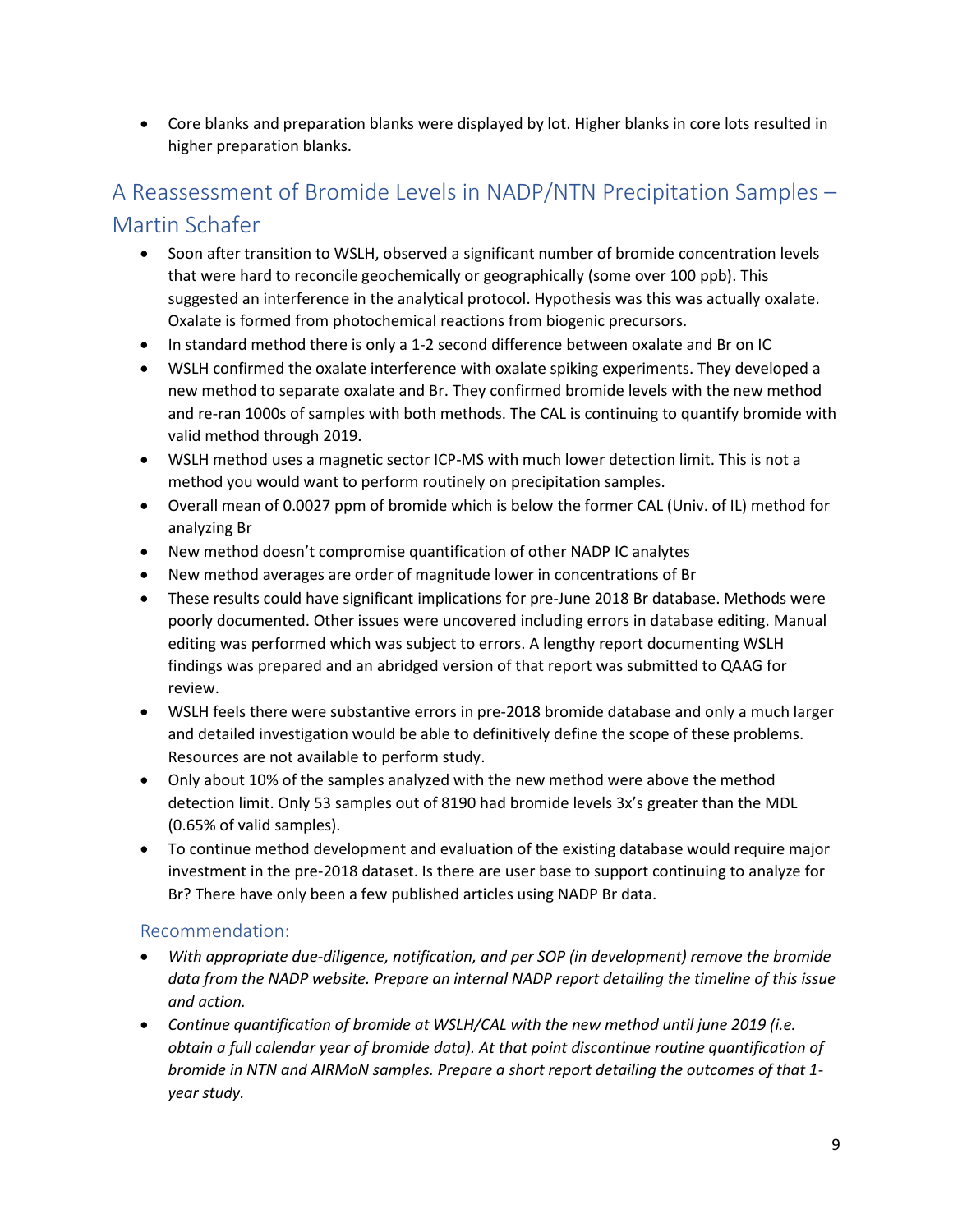- Core blanks and preparation blanks were displayed by lot. Higher blanks in core lots resulted in higher preparation blanks.

## A Reassessment of Bromide Levels in NADP/NTN Precipitation Samples – Martin Schafer

- Soon after transition to WSLH, observed a significant number of bromide concentration levels that were hard to reconcile geochemically or geographically (some over 100 ppb). This suggested an interference in the analytical protocol. Hypothesis was this was actually oxalate. Oxalate is formed from photochemical reactions from biogenic precursors.
- In standard method there is only a 1-2 second difference between oxalate and Br on IC
- WSLH confirmed the oxalate interference with oxalate spiking experiments. They developed a new method to separate oxalate and Br. They confirmed bromide levels with the new method and re-ran 1000s of samples with both methods. The CAL is continuing to quantify bromide with valid method through 2019.
- WSLH method uses a magnetic sector ICP-MS with much lower detection limit. This is not a method you would want to perform routinely on precipitation samples.
- Overall mean of 0.0027 ppm of bromide which is below the former CAL (Univ. of IL) method for analyzing Br
- New method doesn't compromise quantification of other NADP IC analytes
- New method averages are order of magnitude lower in concentrations of Br
- These results could have significant implications for pre-June 2018 Br database. Methods were poorly documented. Other issues were uncovered including errors in database editing. Manual editing was performed which was subject to errors. A lengthy report documenting WSLH findings was prepared and an abridged version of that report was submitted to QAAG for review.
- WSLH feels there were substantive errors in pre-2018 bromide database and only a much larger and detailed investigation would be able to definitively define the scope of these problems. Resources are not available to perform study.
- Only about 10% of the samples analyzed with the new method were above the method detection limit. Only 53 samples out of 8190 had bromide levels 3x's greater than the MDL (0.65% of valid samples).
- To continue method development and evaluation of the existing database would require major investment in the pre-2018 dataset. Is there are user base to support continuing to analyze for Br? There have only been a few published articles using NADP Br data.

### Recommendation:

- *With appropriate due-diligence, notification, and per SOP (in development) remove the bromide data from the NADP website. Prepare an internal NADP report detailing the timeline of this issue and action.*
- *Continue quantification of bromide at WSLH/CAL with the new method until june 2019 (i.e. obtain a full calendar year of bromide data). At that point discontinue routine quantification of bromide in NTN and AIRMoN samples. Prepare a short report detailing the outcomes of that 1-year study.*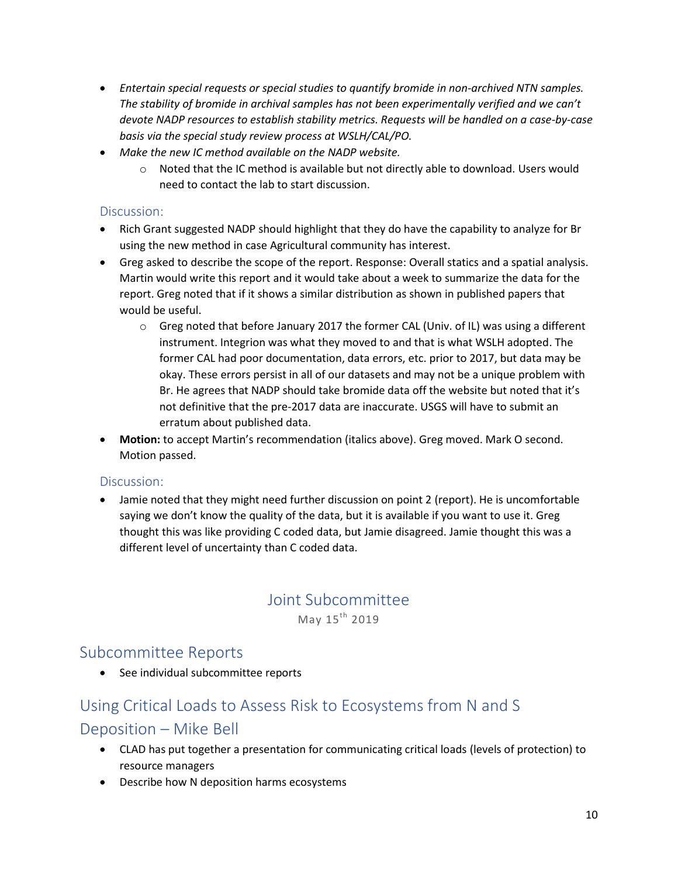- *Entertain special requests or special studies to quantify bromide in non-archived NTN samples. The stability of bromide in archival samples has not been experimentally verified and we can't devote NADP resources to establish stability metrics. Requests will be handled on a case-by-case basis via the special study review process at WSLH/CAL/PO.*
- *Make the new IC method available on the NADP website.*
    - Noted that the IC method is available but not directly able to download. Users would need to contact the lab to start discussion.

### Discussion:

- Rich Grant suggested NADP should highlight that they do have the capability to analyze for Br using the new method in case Agricultural community has interest.
- Greg asked to describe the scope of the report. Response: Overall statics and a spatial analysis. Martin would write this report and it would take about a week to summarize the data for the report. Greg noted that if it shows a similar distribution as shown in published papers that would be useful.
    - Greg noted that before January 2017 the former CAL (Univ. of IL) was using a different instrument. Integrion was what they moved to and that is what WSLH adopted. The former CAL had poor documentation, data errors, etc. prior to 2017, but data may be okay. These errors persist in all of our datasets and may not be a unique problem with Br. He agrees that NADP should take bromide data off the website but noted that it's not definitive that the pre-2017 data are inaccurate. USGS will have to submit an erratum about published data.
- **Motion:** to accept Martin's recommendation (italics above). Greg moved. Mark O second. Motion passed.

### Discussion:

- Jamie noted that they might need further discussion on point 2 (report). He is uncomfortable saying we don't know the quality of the data, but it is available if you want to use it. Greg thought this was like providing C coded data, but Jamie disagreed. Jamie thought this was a different level of uncertainty than C coded data.

# Joint Subcommittee

May 15th 2019

## Subcommittee Reports

- See individual subcommittee reports

## Using Critical Loads to Assess Risk to Ecosystems from N and S Deposition – Mike Bell

- CLAD has put together a presentation for communicating critical loads (levels of protection) to resource managers
- Describe how N deposition harms ecosystems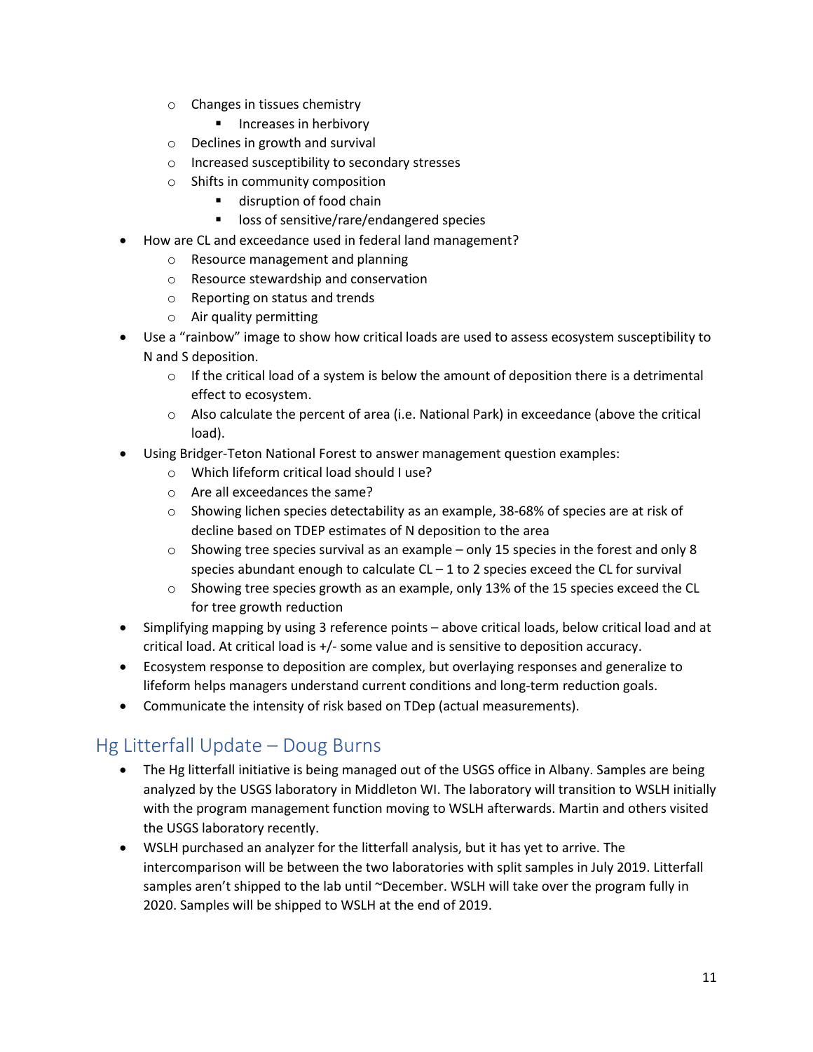- Changes in tissues chemistry
        - Increases in herbivory
    - Declines in growth and survival
    - Increased susceptibility to secondary stresses
    - Shifts in community composition
        - disruption of food chain
        - loss of sensitive/rare/endangered species
- How are CL and exceedance used in federal land management?
    - Resource management and planning
    - Resource stewardship and conservation
    - Reporting on status and trends
    - Air quality permitting
- Use a "rainbow" image to show how critical loads are used to assess ecosystem susceptibility to N and S deposition.
    - If the critical load of a system is below the amount of deposition there is a detrimental effect to ecosystem.
    - Also calculate the percent of area (i.e. National Park) in exceedance (above the critical load).
- Using Bridger-Teton National Forest to answer management question examples:
    - Which lifeform critical load should I use?
    - Are all exceedances the same?
    - Showing lichen species detectability as an example, 38-68% of species are at risk of decline based on TDEP estimates of N deposition to the area
    - Showing tree species survival as an example – only 15 species in the forest and only 8 species abundant enough to calculate CL – 1 to 2 species exceed the CL for survival
    - Showing tree species growth as an example, only 13% of the 15 species exceed the CL for tree growth reduction
- Simplifying mapping by using 3 reference points – above critical loads, below critical load and at critical load. At critical load is +/- some value and is sensitive to deposition accuracy.
- Ecosystem response to deposition are complex, but overlaying responses and generalize to lifeform helps managers understand current conditions and long-term reduction goals.
- Communicate the intensity of risk based on TDep (actual measurements).

## Hg Litterfall Update – Doug Burns

- The Hg litterfall initiative is being managed out of the USGS office in Albany. Samples are being analyzed by the USGS laboratory in Middleton WI. The laboratory will transition to WSLH initially with the program management function moving to WSLH afterwards. Martin and others visited the USGS laboratory recently.
- WSLH purchased an analyzer for the litterfall analysis, but it has yet to arrive. The intercomparison will be between the two laboratories with split samples in July 2019. Litterfall samples aren't shipped to the lab until ~December. WSLH will take over the program fully in 2020. Samples will be shipped to WSLH at the end of 2019.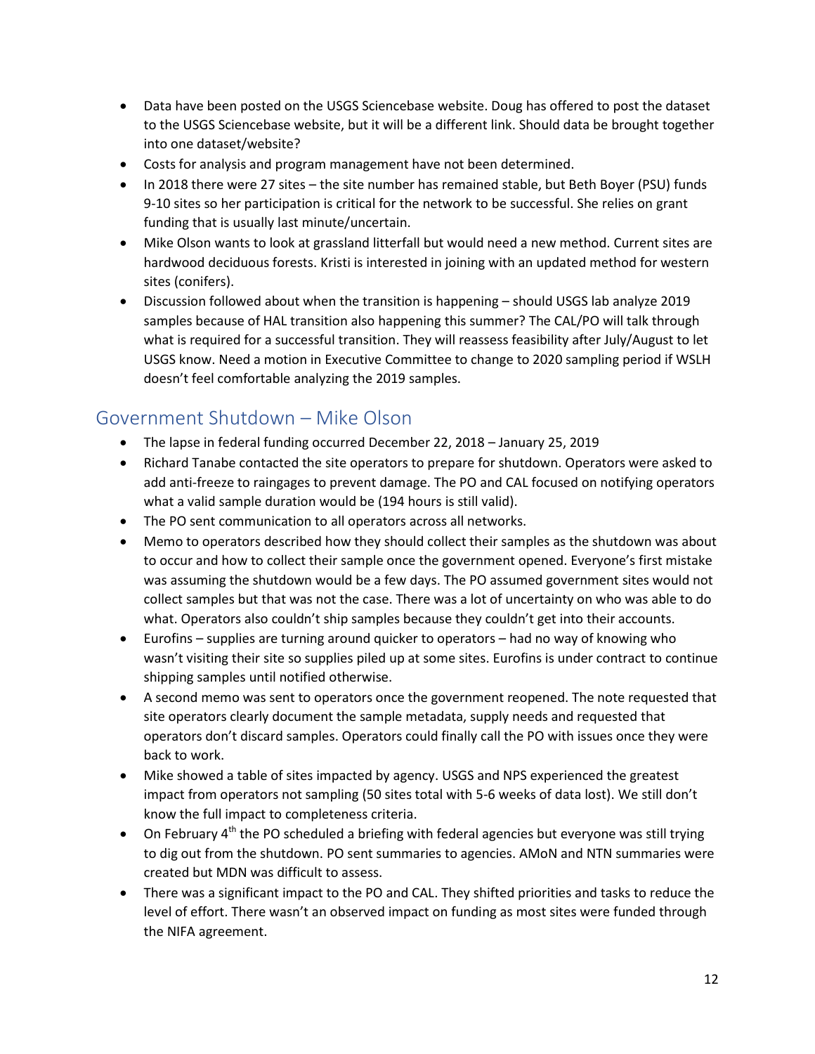- Data have been posted on the USGS Sciencebase website. Doug has offered to post the dataset to the USGS Sciencebase website, but it will be a different link. Should data be brought together into one dataset/website?
- Costs for analysis and program management have not been determined.
- In 2018 there were 27 sites – the site number has remained stable, but Beth Boyer (PSU) funds 9-10 sites so her participation is critical for the network to be successful. She relies on grant funding that is usually last minute/uncertain.
- Mike Olson wants to look at grassland litterfall but would need a new method. Current sites are hardwood deciduous forests. Kristi is interested in joining with an updated method for western sites (conifers).
- Discussion followed about when the transition is happening – should USGS lab analyze 2019 samples because of HAL transition also happening this summer? The CAL/PO will talk through what is required for a successful transition. They will reassess feasibility after July/August to let USGS know. Need a motion in Executive Committee to change to 2020 sampling period if WSLH doesn't feel comfortable analyzing the 2019 samples.

## Government Shutdown – Mike Olson

- The lapse in federal funding occurred December 22, 2018 – January 25, 2019
- Richard Tanabe contacted the site operators to prepare for shutdown. Operators were asked to add anti-freeze to raingages to prevent damage. The PO and CAL focused on notifying operators what a valid sample duration would be (194 hours is still valid).
- The PO sent communication to all operators across all networks.
- Memo to operators described how they should collect their samples as the shutdown was about to occur and how to collect their sample once the government opened. Everyone's first mistake was assuming the shutdown would be a few days. The PO assumed government sites would not collect samples but that was not the case. There was a lot of uncertainty on who was able to do what. Operators also couldn't ship samples because they couldn't get into their accounts.
- Eurofins – supplies are turning around quicker to operators – had no way of knowing who wasn't visiting their site so supplies piled up at some sites. Eurofins is under contract to continue shipping samples until notified otherwise.
- A second memo was sent to operators once the government reopened. The note requested that site operators clearly document the sample metadata, supply needs and requested that operators don't discard samples. Operators could finally call the PO with issues once they were back to work.
- Mike showed a table of sites impacted by agency. USGS and NPS experienced the greatest impact from operators not sampling (50 sites total with 5-6 weeks of data lost). We still don't know the full impact to completeness criteria.
- On February 4th the PO scheduled a briefing with federal agencies but everyone was still trying to dig out from the shutdown. PO sent summaries to agencies. AMoN and NTN summaries were created but MDN was difficult to assess.
- There was a significant impact to the PO and CAL. They shifted priorities and tasks to reduce the level of effort. There wasn't an observed impact on funding as most sites were funded through the NIFA agreement.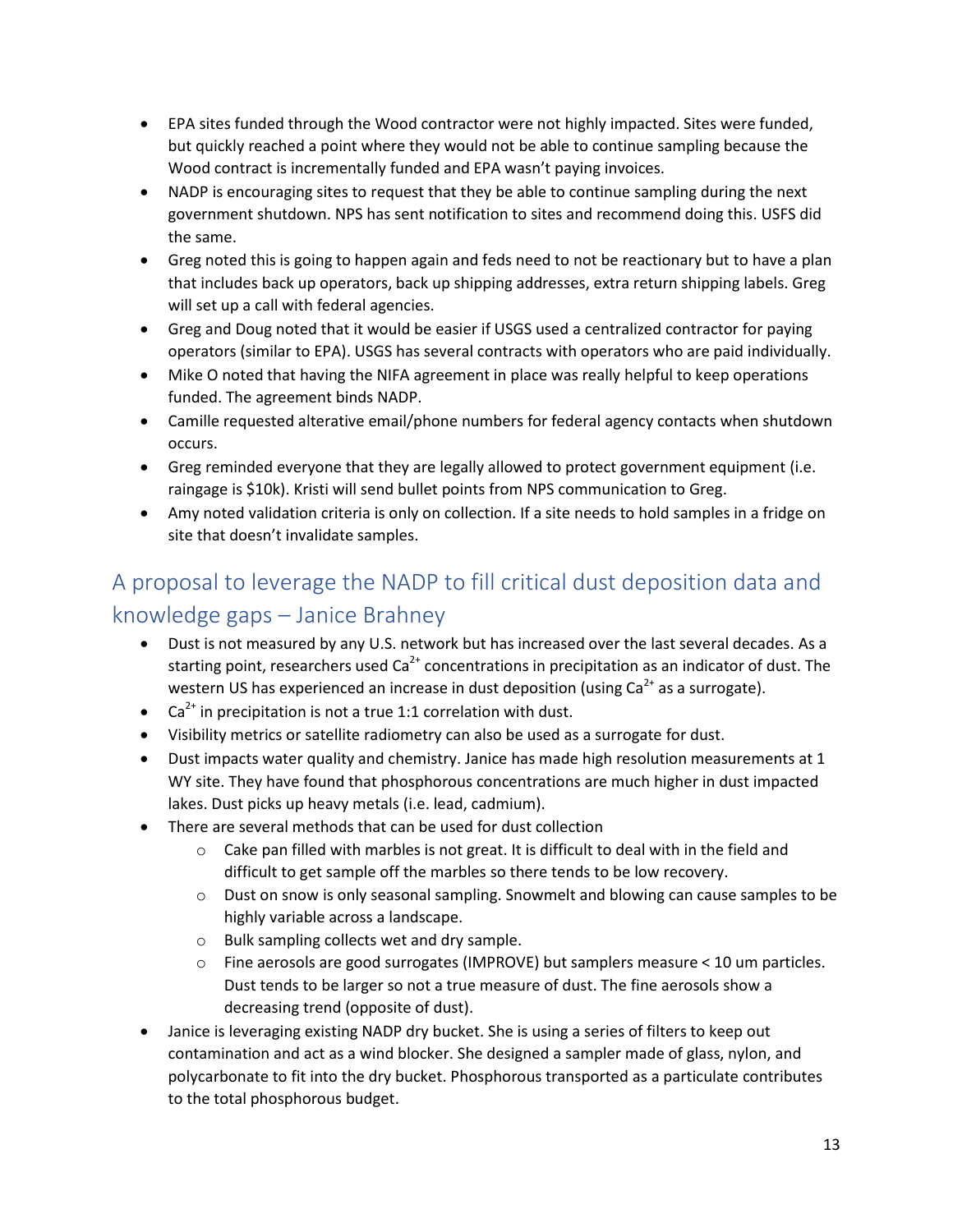- EPA sites funded through the Wood contractor were not highly impacted. Sites were funded, but quickly reached a point where they would not be able to continue sampling because the Wood contract is incrementally funded and EPA wasn't paying invoices.
- NADP is encouraging sites to request that they be able to continue sampling during the next government shutdown. NPS has sent notification to sites and recommend doing this. USFS did the same.
- Greg noted this is going to happen again and feds need to not be reactionary but to have a plan that includes back up operators, back up shipping addresses, extra return shipping labels. Greg will set up a call with federal agencies.
- Greg and Doug noted that it would be easier if USGS used a centralized contractor for paying operators (similar to EPA). USGS has several contracts with operators who are paid individually.
- Mike O noted that having the NIFA agreement in place was really helpful to keep operations funded. The agreement binds NADP.
- Camille requested alterative email/phone numbers for federal agency contacts when shutdown occurs.
- Greg reminded everyone that they are legally allowed to protect government equipment (i.e. raingage is $10k). Kristi will send bullet points from NPS communication to Greg.
- Amy noted validation criteria is only on collection. If a site needs to hold samples in a fridge on site that doesn't invalidate samples.

## A proposal to leverage the NADP to fill critical dust deposition data and knowledge gaps – Janice Brahney

- Dust is not measured by any U.S. network but has increased over the last several decades. As a starting point, researchers used $Ca^{2+}$ concentrations in precipitation as an indicator of dust. The western US has experienced an increase in dust deposition (using $Ca^{2+}$ as a surrogate).
- $Ca^{2+}$ in precipitation is not a true 1:1 correlation with dust.
- Visibility metrics or satellite radiometry can also be used as a surrogate for dust.
- Dust impacts water quality and chemistry. Janice has made high resolution measurements at 1 WY site. They have found that phosphorous concentrations are much higher in dust impacted lakes. Dust picks up heavy metals (i.e. lead, cadmium).
- There are several methods that can be used for dust collection
  - Cake pan filled with marbles is not great. It is difficult to deal with in the field and difficult to get sample off the marbles so there tends to be low recovery.
  - Dust on snow is only seasonal sampling. Snowmelt and blowing can cause samples to be highly variable across a landscape.
  - Bulk sampling collects wet and dry sample.
  - Fine aerosols are good surrogates (IMPROVE) but samplers measure < 10 um particles. Dust tends to be larger so not a true measure of dust. The fine aerosols show a decreasing trend (opposite of dust).
- Janice is leveraging existing NADP dry bucket. She is using a series of filters to keep out contamination and act as a wind blocker. She designed a sampler made of glass, nylon, and polycarbonate to fit into the dry bucket. Phosphorous transported as a particulate contributes to the total phosphorous budget.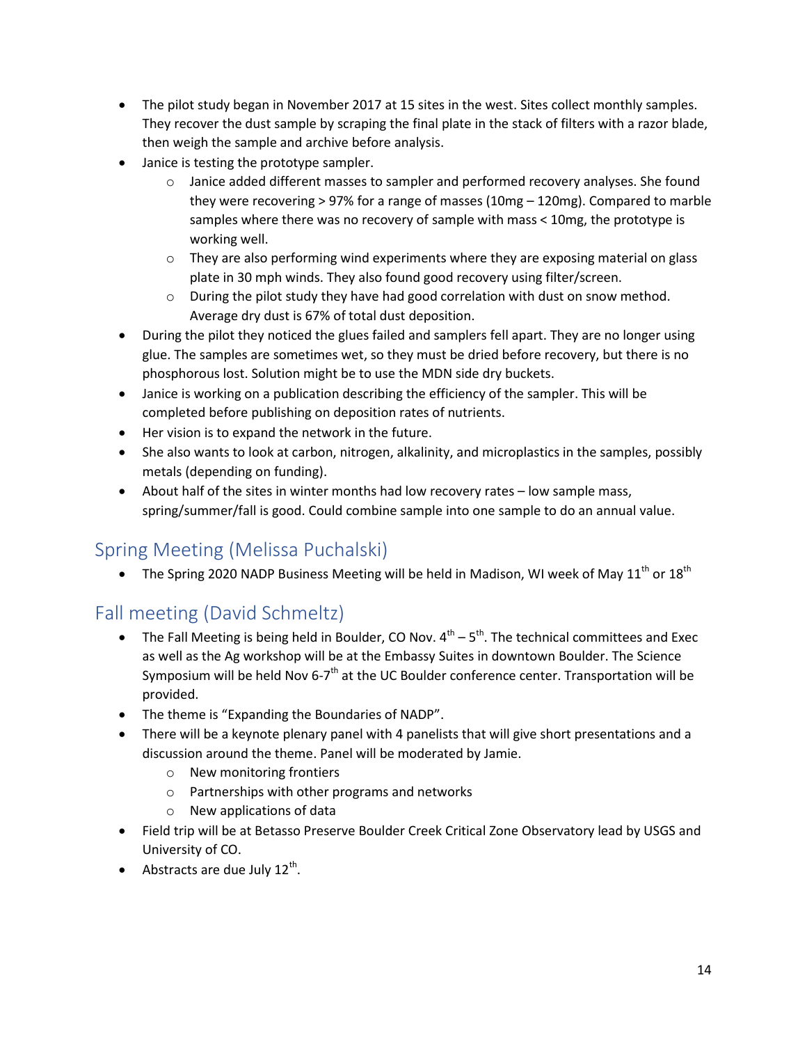- The pilot study began in November 2017 at 15 sites in the west. Sites collect monthly samples. They recover the dust sample by scraping the final plate in the stack of filters with a razor blade, then weigh the sample and archive before analysis.
- Janice is testing the prototype sampler.
  - Janice added different masses to sampler and performed recovery analyses. She found they were recovering > 97% for a range of masses (10mg – 120mg). Compared to marble samples where there was no recovery of sample with mass < 10mg, the prototype is working well.
  - They are also performing wind experiments where they are exposing material on glass plate in 30 mph winds. They also found good recovery using filter/screen.
  - During the pilot study they have had good correlation with dust on snow method. Average dry dust is 67% of total dust deposition.
- During the pilot they noticed the glues failed and samplers fell apart. They are no longer using glue. The samples are sometimes wet, so they must be dried before recovery, but there is no phosphorous lost. Solution might be to use the MDN side dry buckets.
- Janice is working on a publication describing the efficiency of the sampler. This will be completed before publishing on deposition rates of nutrients.
- Her vision is to expand the network in the future.
- She also wants to look at carbon, nitrogen, alkalinity, and microplastics in the samples, possibly metals (depending on funding).
- About half of the sites in winter months had low recovery rates – low sample mass, spring/summer/fall is good. Could combine sample into one sample to do an annual value.

## Spring Meeting (Melissa Puchalski)

- The Spring 2020 NADP Business Meeting will be held in Madison, WI week of May 11th or 18th

## Fall meeting (David Schmeltz)

- The Fall Meeting is being held in Boulder, CO Nov. 4th – 5th. The technical committees and Exec as well as the Ag workshop will be at the Embassy Suites in downtown Boulder. The Science Symposium will be held Nov 6-7th at the UC Boulder conference center. Transportation will be provided.
- The theme is "Expanding the Boundaries of NADP".
- There will be a keynote plenary panel with 4 panelists that will give short presentations and a discussion around the theme. Panel will be moderated by Jamie.
  - New monitoring frontiers
  - Partnerships with other programs and networks
  - New applications of data
- Field trip will be at Betasso Preserve Boulder Creek Critical Zone Observatory lead by USGS and University of CO.
- Abstracts are due July 12th.